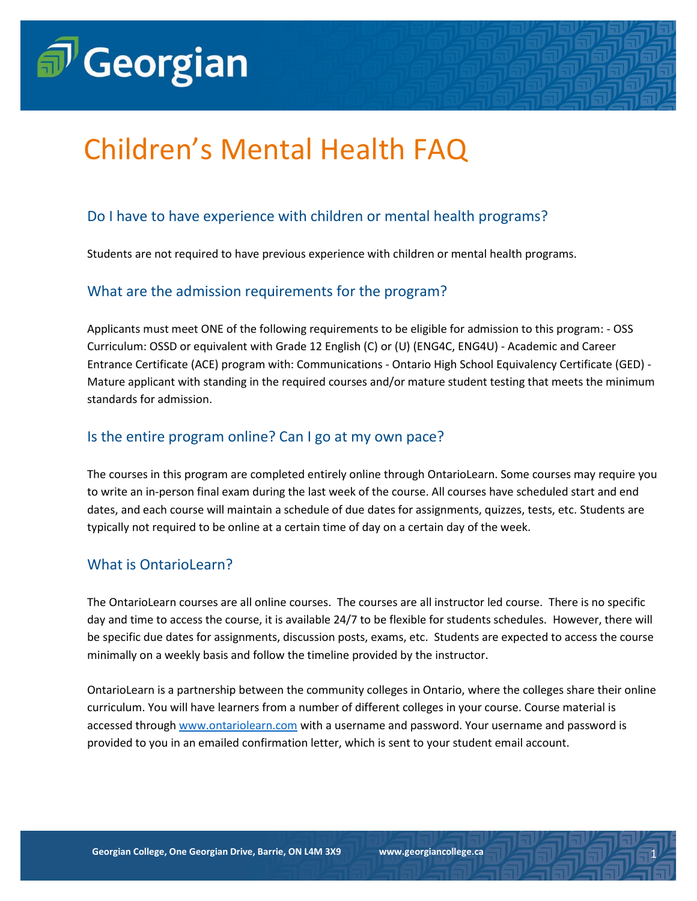# Children's Mental Health FAQ

## Do I have to have experience with children or mental health programs?

Students are not required to have previous experience with children or mental health programs.

## What are the admission requirements for the program?

Applicants must meet ONE of the following requirements to be eligible for admission to this program: - OSS Curriculum: OSSD or equivalent with Grade 12 English (C) or (U) (ENG4C, ENG4U) - Academic and Career Entrance Certificate (ACE) program with: Communications - Ontario High School Equivalency Certificate (GED) - Mature applicant with standing in the required courses and/or mature student testing that meets the minimum standards for admission.

## Is the entire program online? Can I go at my own pace?

The courses in this program are completed entirely online through OntarioLearn. Some courses may require you to write an in-person final exam during the last week of the course. All courses have scheduled start and end dates, and each course will maintain a schedule of due dates for assignments, quizzes, tests, etc. Students are typically not required to be online at a certain time of day on a certain day of the week.

## What is OntarioLearn?

The OntarioLearn courses are all online courses. The courses are all instructor led course. There is no specific day and time to access the course, it is available 24/7 to be flexible for students schedules. However, there will be specific due dates for assignments, discussion posts, exams, etc. Students are expected to access the course minimally on a weekly basis and follow the timeline provided by the instructor.

OntarioLearn is a partnership between the community colleges in Ontario, where the colleges share their online curriculum. You will have learners from a number of different colleges in your course. Course material is accessed through [www.ontariolearn.com](http://www.ontariolearn.com) with a username and password. Your username and password is provided to you in an emailed confirmation letter, which is sent to your student email account.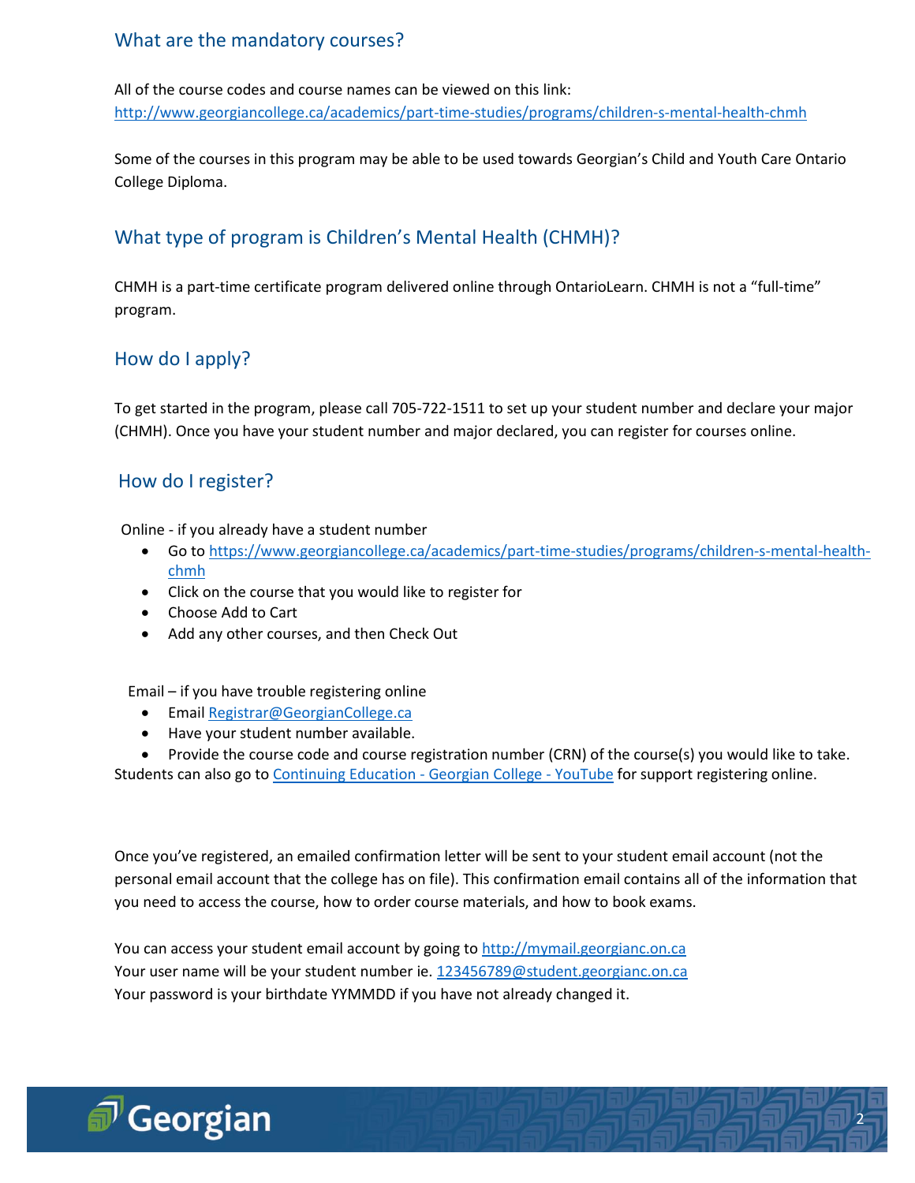## What are the mandatory courses?

All of the course codes and course names can be viewed on this link:
[http://www.georgiancollege.ca/academics/part-time-studies/programs/children-s-mental-health-chmh](http://www.georgiancollege.ca/academics/part-time-studies/programs/children-s-mental-health-chmh)

Some of the courses in this program may be able to be used towards Georgian's Child and Youth Care Ontario College Diploma.

## What type of program is Children's Mental Health (CHMH)?

CHMH is a part-time certificate program delivered online through OntarioLearn. CHMH is not a "full-time" program.

## How do I apply?

To get started in the program, please call 705-722-1511 to set up your student number and declare your major (CHMH). Once you have your student number and major declared, you can register for courses online.

## How do I register?

Online - if you already have a student number

- Go to [https://www.georgiancollege.ca/academics/part-time-studies/programs/children-s-mental-health-chmh](https://www.georgiancollege.ca/academics/part-time-studies/programs/children-s-mental-health-chmh)
- Click on the course that you would like to register for
- Choose Add to Cart
- Add any other courses, and then Check Out

Email – if you have trouble registering online

- Email [Registrar@GeorgianCollege.ca](mailto:Registrar@GeorgianCollege.ca)
- Have your student number available.
- Provide the course code and course registration number (CRN) of the course(s) you would like to take.

Students can also go to Continuing Education - Georgian College - YouTube for support registering online.

Once you've registered, an emailed confirmation letter will be sent to your student email account (not the personal email account that the college has on file). This confirmation email contains all of the information that you need to access the course, how to order course materials, and how to book exams.

You can access your student email account by going to [http://mymail.georgianc.on.ca](http://mymail.georgianc.on.ca)
Your user name will be your student number ie. 123456789@student.georgianc.on.ca
Your password is your birthdate YYMMDD if you have not already changed it.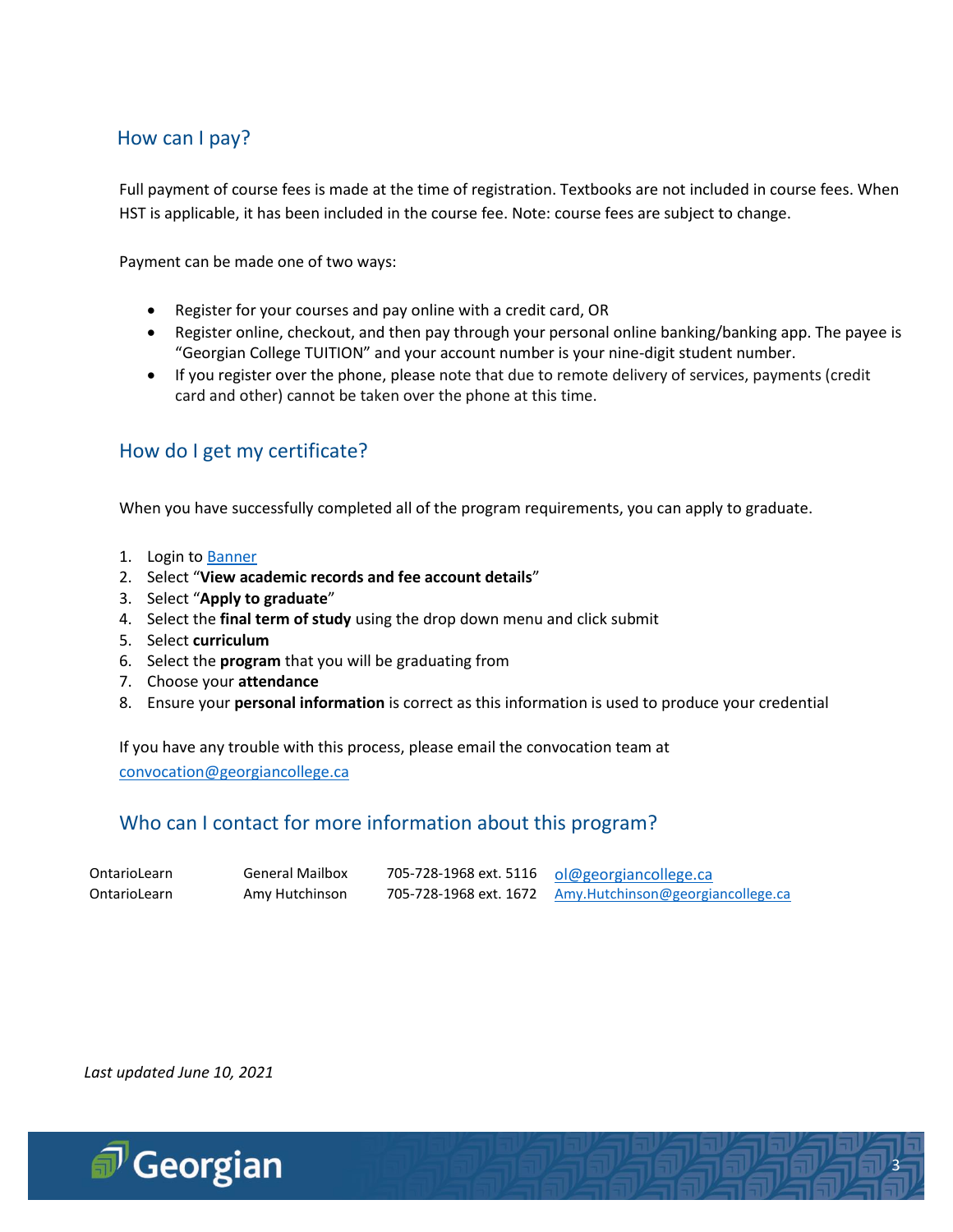## How can I pay?

Full payment of course fees is made at the time of registration. Textbooks are not included in course fees. When HST is applicable, it has been included in the course fee. Note: course fees are subject to change.

Payment can be made one of two ways:

- Register for your courses and pay online with a credit card, OR
- Register online, checkout, and then pay through your personal online banking/banking app. The payee is "Georgian College TUITION" and your account number is your nine-digit student number.
- If you register over the phone, please note that due to remote delivery of services, payments (credit card and other) cannot be taken over the phone at this time.

## How do I get my certificate?

When you have successfully completed all of the program requirements, you can apply to graduate.

1. Login to Banner
2. Select "**View academic records and fee account details**"
3. Select "**Apply to graduate**"
4. Select the **final term of study** using the drop down menu and click submit
5. Select **curriculum**
6. Select the **program** that you will be graduating from
7. Choose your **attendance**
8. Ensure your **personal information** is correct as this information is used to produce your credential

If you have any trouble with this process, please email the convocation team at convocation@georgiancollege.ca

## Who can I contact for more information about this program?

| | | | |
|---|---|---|---|
| OntarioLearn | General Mailbox | 705-728-1968 ext. 5116 | ol@georgiancollege.ca |
| OntarioLearn | Amy Hutchinson | 705-728-1968 ext. 1672 | Amy.Hutchinson@georgiancollege.ca |

*Last updated June 10, 2021*